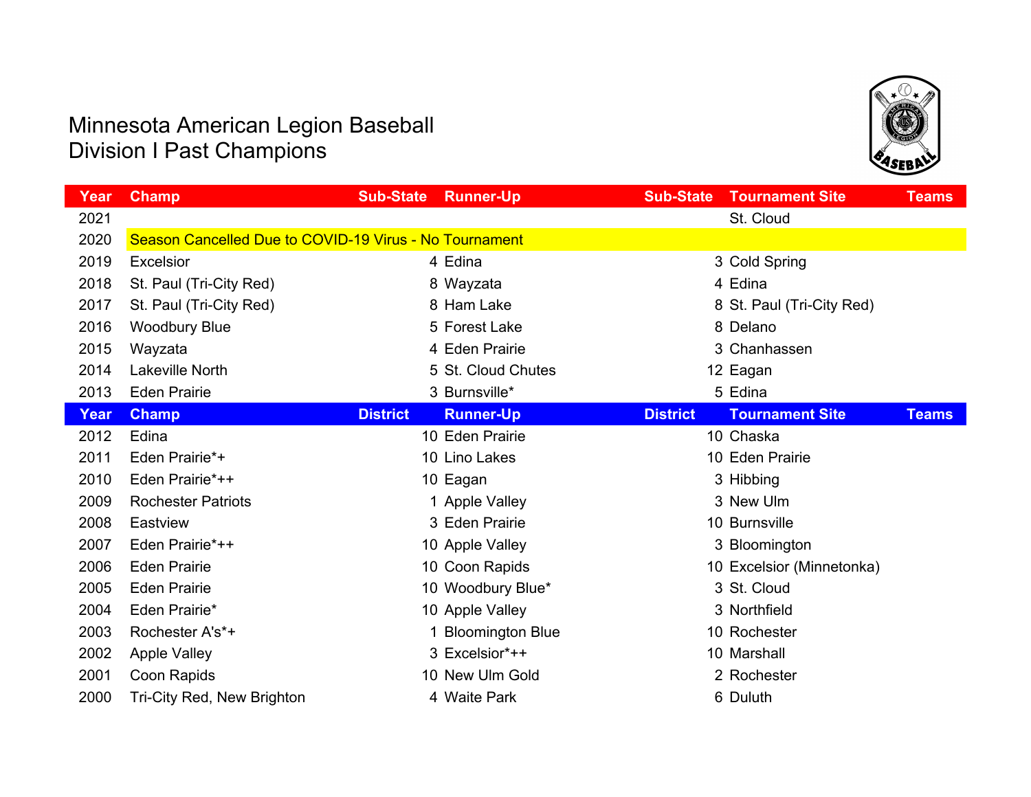# Minnesota American Legion Baseball
## Division I Past Champions

| Year | Champ | Sub-State | Runner-Up | Sub-State | Tournament Site | Teams |
|---|---|---|---|---|---|---|
| 2021 | | | | | St. Cloud | |
| 2020 | Season Cancelled Due to COVID-19 Virus - No Tournament | | | | | |
| 2019 | Excelsior | 4 | Edina | 3 | Cold Spring | |
| 2018 | St. Paul (Tri-City Red) | 8 | Wayzata | 4 | Edina | |
| 2017 | St. Paul (Tri-City Red) | 8 | Ham Lake | 8 | St. Paul (Tri-City Red) | |
| 2016 | Woodbury Blue | 5 | Forest Lake | 8 | Delano | |
| 2015 | Wayzata | 4 | Eden Prairie | 3 | Chanhassen | |
| 2014 | Lakeville North | 5 | St. Cloud Chutes | 12 | Eagan | |
| 2013 | Eden Prairie | 3 | Burnsville* | 5 | Edina | |
| **Year** | **Champ** | **District** | **Runner-Up** | **District** | **Tournament Site** | **Teams** |
| 2012 | Edina | 10 | Eden Prairie | 10 | Chaska | |
| 2011 | Eden Prairie*+ | 10 | Lino Lakes | 10 | Eden Prairie | |
| 2010 | Eden Prairie*++ | 10 | Eagan | 3 | Hibbing | |
| 2009 | Rochester Patriots | 1 | Apple Valley | 3 | New Ulm | |
| 2008 | Eastview | 3 | Eden Prairie | 10 | Burnsville | |
| 2007 | Eden Prairie*++ | 10 | Apple Valley | 3 | Bloomington | |
| 2006 | Eden Prairie | 10 | Coon Rapids | 10 | Excelsior (Minnetonka) | |
| 2005 | Eden Prairie | 10 | Woodbury Blue* | 3 | St. Cloud | |
| 2004 | Eden Prairie* | 10 | Apple Valley | 3 | Northfield | |
| 2003 | Rochester A's*+ | 1 | Bloomington Blue | 10 | Rochester | |
| 2002 | Apple Valley | 3 | Excelsior*++ | 10 | Marshall | |
| 2001 | Coon Rapids | 10 | New Ulm Gold | 2 | Rochester | |
| 2000 | Tri-City Red, New Brighton | 4 | Waite Park | 6 | Duluth | |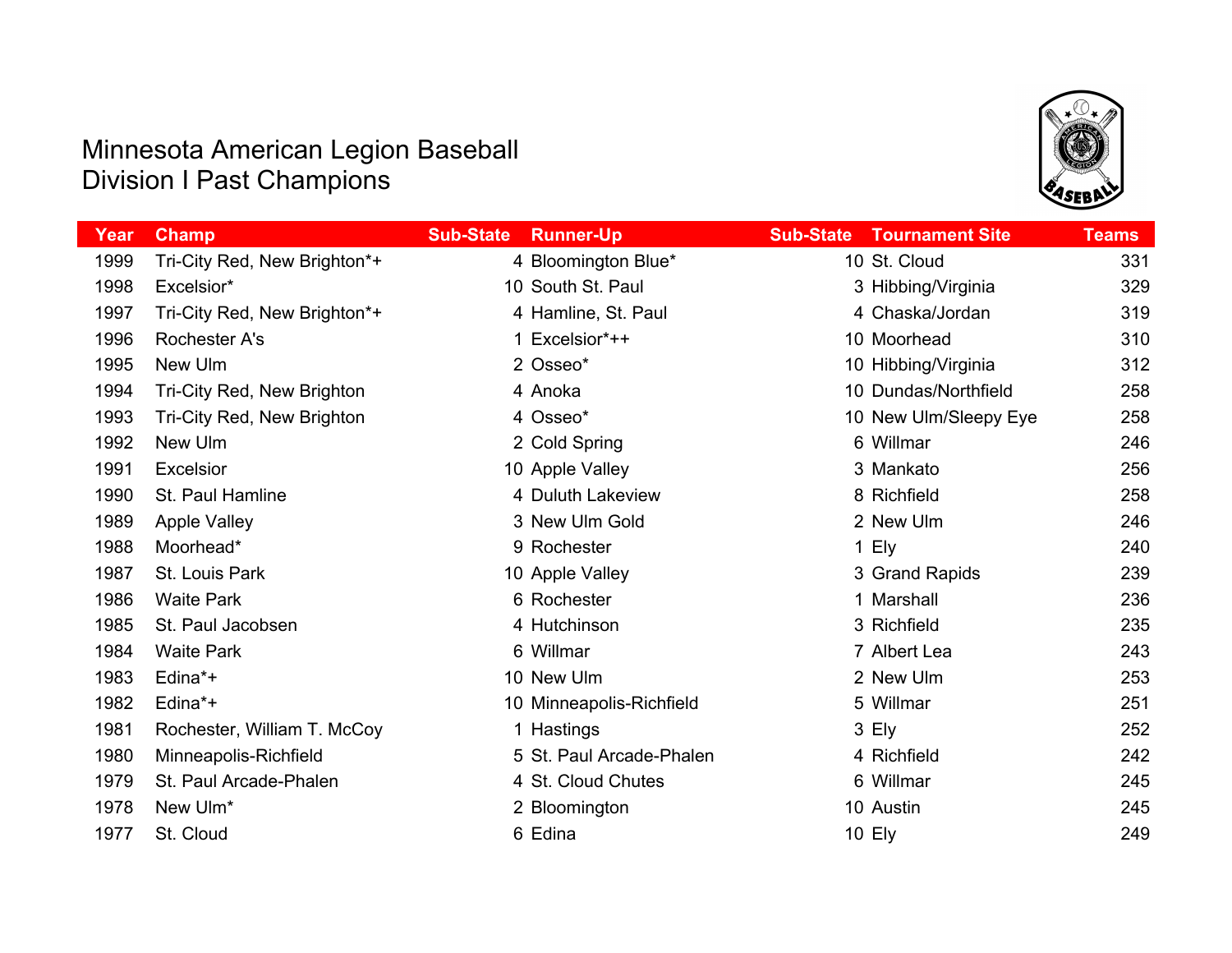# Minnesota American Legion Baseball
## Division I Past Champions

| Year | Champ | Sub-State | Runner-Up | Sub-State | Tournament Site | Teams |
|---|---|---|---|---|---|---|
| 1999 | Tri-City Red, New Brighton*+ | 4 | Bloomington Blue* | 10 | St. Cloud | 331 |
| 1998 | Excelsior* | 10 | South St. Paul | 3 | Hibbing/Virginia | 329 |
| 1997 | Tri-City Red, New Brighton*+ | 4 | Hamline, St. Paul | 4 | Chaska/Jordan | 319 |
| 1996 | Rochester A's | 1 | Excelsior*++ | 10 | Moorhead | 310 |
| 1995 | New Ulm | 2 | Osseo* | 10 | Hibbing/Virginia | 312 |
| 1994 | Tri-City Red, New Brighton | 4 | Anoka | 10 | Dundas/Northfield | 258 |
| 1993 | Tri-City Red, New Brighton | 4 | Osseo* | 10 | New Ulm/Sleepy Eye | 258 |
| 1992 | New Ulm | 2 | Cold Spring | 6 | Willmar | 246 |
| 1991 | Excelsior | 10 | Apple Valley | 3 | Mankato | 256 |
| 1990 | St. Paul Hamline | 4 | Duluth Lakeview | 8 | Richfield | 258 |
| 1989 | Apple Valley | 3 | New Ulm Gold | 2 | New Ulm | 246 |
| 1988 | Moorhead* | 9 | Rochester | 1 | Ely | 240 |
| 1987 | St. Louis Park | 10 | Apple Valley | 3 | Grand Rapids | 239 |
| 1986 | Waite Park | 6 | Rochester | 1 | Marshall | 236 |
| 1985 | St. Paul Jacobsen | 4 | Hutchinson | 3 | Richfield | 235 |
| 1984 | Waite Park | 6 | Willmar | 7 | Albert Lea | 243 |
| 1983 | Edina*+ | 10 | New Ulm | 2 | New Ulm | 253 |
| 1982 | Edina*+ | 10 | Minneapolis-Richfield | 5 | Willmar | 251 |
| 1981 | Rochester, William T. McCoy | 1 | Hastings | 3 | Ely | 252 |
| 1980 | Minneapolis-Richfield | 5 | St. Paul Arcade-Phalen | 4 | Richfield | 242 |
| 1979 | St. Paul Arcade-Phalen | 4 | St. Cloud Chutes | 6 | Willmar | 245 |
| 1978 | New Ulm* | 2 | Bloomington | 10 | Austin | 245 |
| 1977 | St. Cloud | 6 | Edina | 10 | Ely | 249 |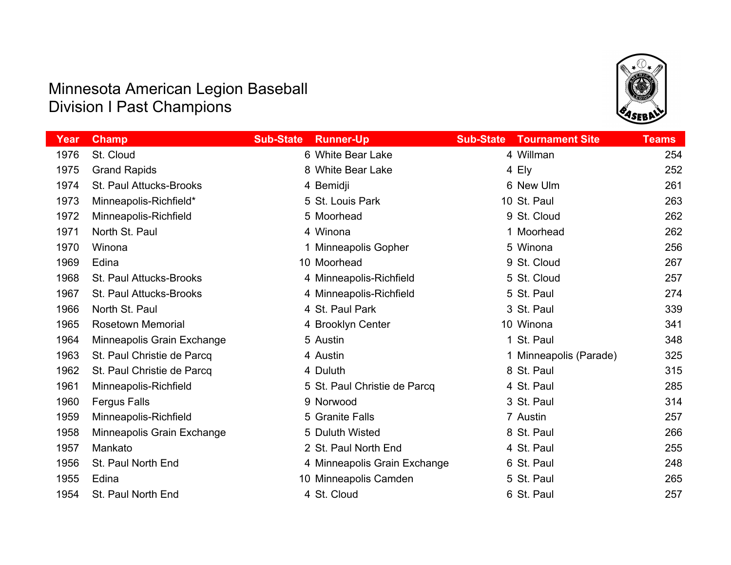# Minnesota American Legion Baseball
## Division I Past Champions

| Year | Champ | Sub-State | Runner-Up | Sub-State | Tournament Site | Teams |
|---|---|---|---|---|---|---|
| 1976 | St. Cloud | 6 | White Bear Lake | 4 | Willman | 254 |
| 1975 | Grand Rapids | 8 | White Bear Lake | 4 | Ely | 252 |
| 1974 | St. Paul Attucks-Brooks | 4 | Bemidji | 6 | New Ulm | 261 |
| 1973 | Minneapolis-Richfield* | 5 | St. Louis Park | 10 | St. Paul | 263 |
| 1972 | Minneapolis-Richfield | 5 | Moorhead | 9 | St. Cloud | 262 |
| 1971 | North St. Paul | 4 | Winona | 1 | Moorhead | 262 |
| 1970 | Winona | 1 | Minneapolis Gopher | 5 | Winona | 256 |
| 1969 | Edina | 10 | Moorhead | 9 | St. Cloud | 267 |
| 1968 | St. Paul Attucks-Brooks | 4 | Minneapolis-Richfield | 5 | St. Cloud | 257 |
| 1967 | St. Paul Attucks-Brooks | 4 | Minneapolis-Richfield | 5 | St. Paul | 274 |
| 1966 | North St. Paul | 4 | St. Paul Park | 3 | St. Paul | 339 |
| 1965 | Rosetown Memorial | 4 | Brooklyn Center | 10 | Winona | 341 |
| 1964 | Minneapolis Grain Exchange | 5 | Austin | 1 | St. Paul | 348 |
| 1963 | St. Paul Christie de Parcq | 4 | Austin | 1 | Minneapolis (Parade) | 325 |
| 1962 | St. Paul Christie de Parcq | 4 | Duluth | 8 | St. Paul | 315 |
| 1961 | Minneapolis-Richfield | 5 | St. Paul Christie de Parcq | 4 | St. Paul | 285 |
| 1960 | Fergus Falls | 9 | Norwood | 3 | St. Paul | 314 |
| 1959 | Minneapolis-Richfield | 5 | Granite Falls | 7 | Austin | 257 |
| 1958 | Minneapolis Grain Exchange | 5 | Duluth Wisted | 8 | St. Paul | 266 |
| 1957 | Mankato | 2 | St. Paul North End | 4 | St. Paul | 255 |
| 1956 | St. Paul North End | 4 | Minneapolis Grain Exchange | 6 | St. Paul | 248 |
| 1955 | Edina | 10 | Minneapolis Camden | 5 | St. Paul | 265 |
| 1954 | St. Paul North End | 4 | St. Cloud | 6 | St. Paul | 257 |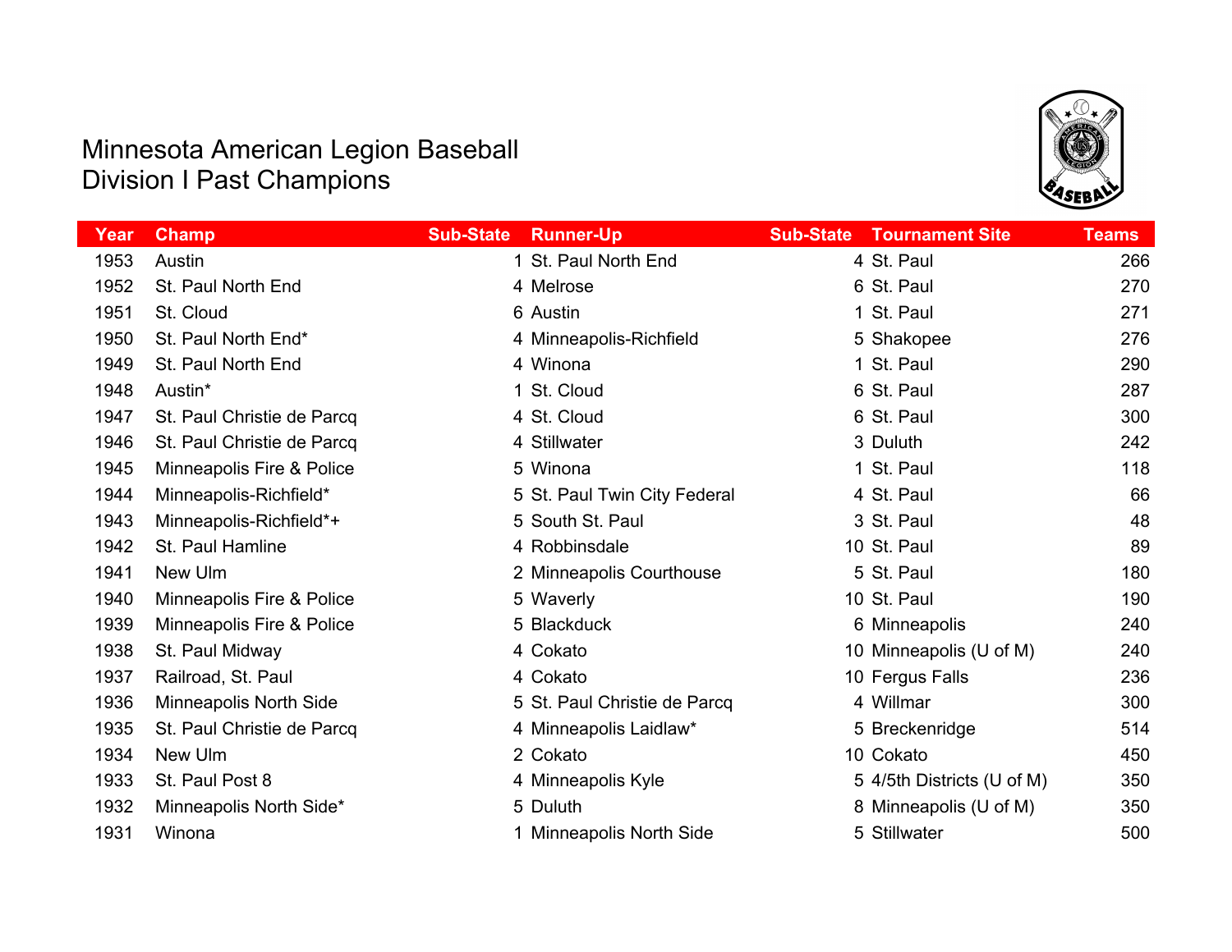# Minnesota American Legion Baseball
## Division I Past Champions

| Year | Champ | Sub-State | Runner-Up | Sub-State | Tournament Site | Teams |
|---|---|---|---|---|---|---|
| 1953 | Austin | 1 | St. Paul North End | 4 | St. Paul | 266 |
| 1952 | St. Paul North End | 4 | Melrose | 6 | St. Paul | 270 |
| 1951 | St. Cloud | 6 | Austin | 1 | St. Paul | 271 |
| 1950 | St. Paul North End* | 4 | Minneapolis-Richfield | 5 | Shakopee | 276 |
| 1949 | St. Paul North End | 4 | Winona | 1 | St. Paul | 290 |
| 1948 | Austin* | 1 | St. Cloud | 6 | St. Paul | 287 |
| 1947 | St. Paul Christie de Parcq | 4 | St. Cloud | 6 | St. Paul | 300 |
| 1946 | St. Paul Christie de Parcq | 4 | Stillwater | 3 | Duluth | 242 |
| 1945 | Minneapolis Fire & Police | 5 | Winona | 1 | St. Paul | 118 |
| 1944 | Minneapolis-Richfield* | 5 | St. Paul Twin City Federal | 4 | St. Paul | 66 |
| 1943 | Minneapolis-Richfield*+ | 5 | South St. Paul | 3 | St. Paul | 48 |
| 1942 | St. Paul Hamline | 4 | Robbinsdale | 10 | St. Paul | 89 |
| 1941 | New Ulm | 2 | Minneapolis Courthouse | 5 | St. Paul | 180 |
| 1940 | Minneapolis Fire & Police | 5 | Waverly | 10 | St. Paul | 190 |
| 1939 | Minneapolis Fire & Police | 5 | Blackduck | 6 | Minneapolis | 240 |
| 1938 | St. Paul Midway | 4 | Cokato | 10 | Minneapolis (U of M) | 240 |
| 1937 | Railroad, St. Paul | 4 | Cokato | 10 | Fergus Falls | 236 |
| 1936 | Minneapolis North Side | 5 | St. Paul Christie de Parcq | 4 | Willmar | 300 |
| 1935 | St. Paul Christie de Parcq | 4 | Minneapolis Laidlaw* | 5 | Breckenridge | 514 |
| 1934 | New Ulm | 2 | Cokato | 10 | Cokato | 450 |
| 1933 | St. Paul Post 8 | 4 | Minneapolis Kyle | 5 | 4/5th Districts (U of M) | 350 |
| 1932 | Minneapolis North Side* | 5 | Duluth | 8 | Minneapolis (U of M) | 350 |
| 1931 | Winona | 1 | Minneapolis North Side | 5 | Stillwater | 500 |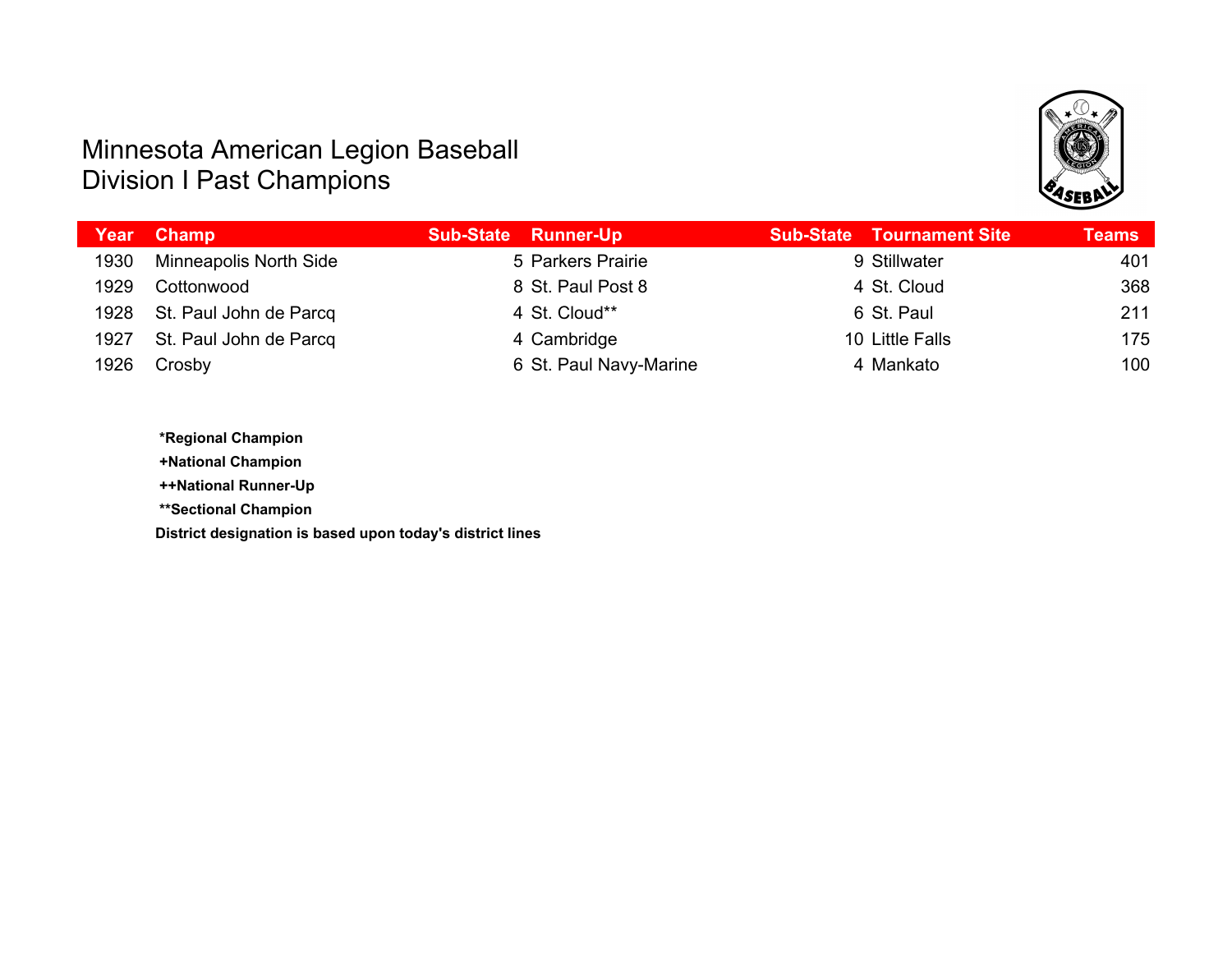# Minnesota American Legion Baseball
## Division I Past Champions

| Year | Champ | Sub-State | Runner-Up | Sub-State | Tournament Site | Teams |
|---|---|---|---|---|---|---|
| 1930 | Minneapolis North Side | 5 | Parkers Prairie | 9 | Stillwater | 401 |
| 1929 | Cottonwood | 8 | St. Paul Post 8 | 4 | St. Cloud | 368 |
| 1928 | St. Paul John de Parcq | 4 | St. Cloud** | 6 | St. Paul | 211 |
| 1927 | St. Paul John de Parcq | 4 | Cambridge | 10 | Little Falls | 175 |
| 1926 | Crosby | 6 | St. Paul Navy-Marine | 4 | Mankato | 100 |

**\*Regional Champion**

**+National Champion**

**++National Runner-Up**

**\*\*Sectional Champion**

**District designation is based upon today's district lines**